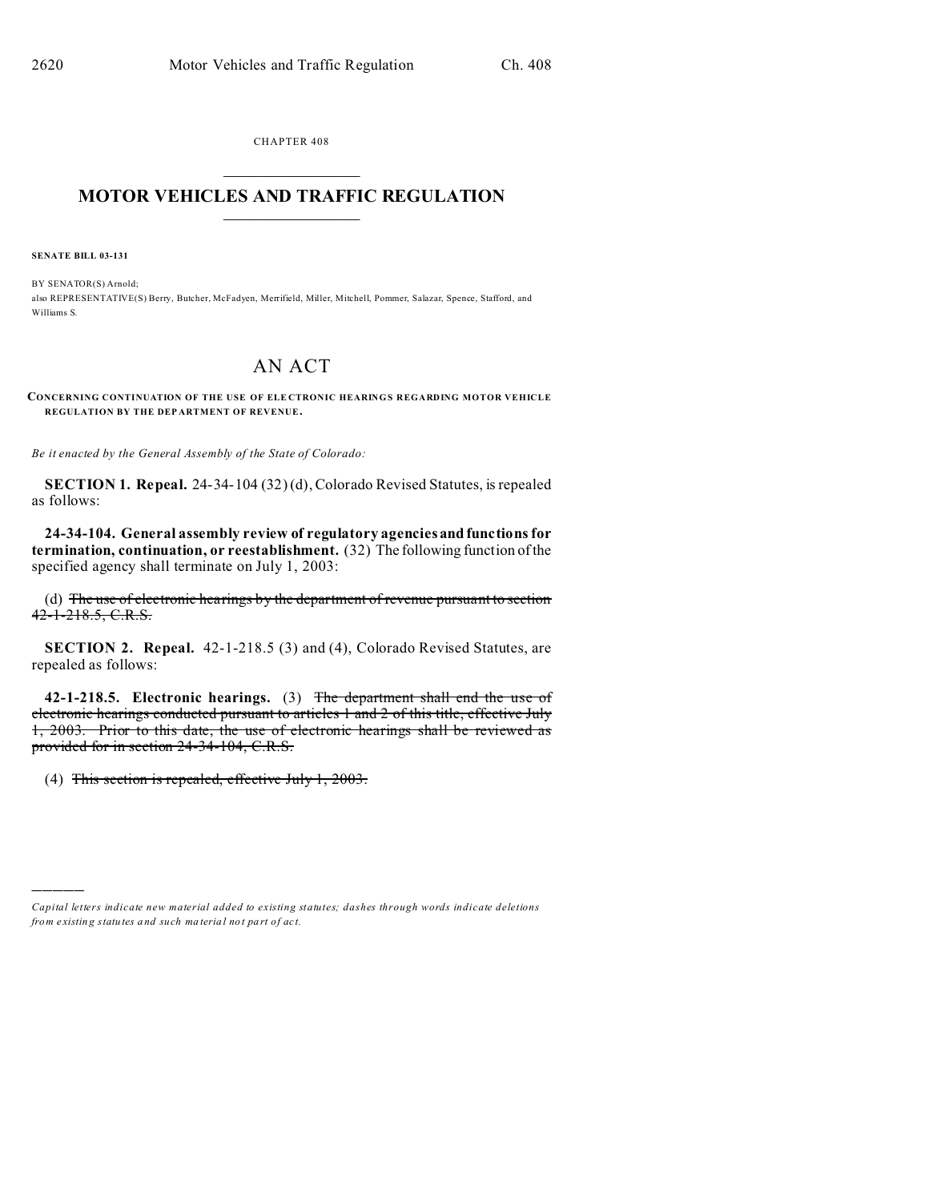CHAPTER 408

# MOTOR VEHICLES AND TRAFFIC REGULATION

**SENATE BILL 03-131**

BY SENATOR(S) Arnold;
also REPRESENTATIVE(S) Berry, Butcher, McFadyen, Merrifield, Miller, Mitchell, Pommer, Salazar, Spence, Stafford, and Williams S.

## AN ACT

**CONCERNING CONTINUATION OF THE USE OF ELECTRONIC HEARINGS REGARDING MOTOR VEHICLE REGULATION BY THE DEPARTMENT OF REVENUE.**

*Be it enacted by the General Assembly of the State of Colorado:*

**SECTION 1. Repeal.** 24-34-104 (32) (d), Colorado Revised Statutes, is repealed as follows:

**24-34-104. General assembly review of regulatory agencies and functions for termination, continuation, or reestablishment.** (32) The following function of the specified agency shall terminate on July 1, 2003:

(d) ~~The use of electronic hearings by the department of revenue pursuant to section 42-1-218.5, C.R.S.~~

**SECTION 2. Repeal.** 42-1-218.5 (3) and (4), Colorado Revised Statutes, are repealed as follows:

**42-1-218.5. Electronic hearings.** (3) ~~The department shall end the use of electronic hearings conducted pursuant to articles 1 and 2 of this title, effective July 1, 2003. Prior to this date, the use of electronic hearings shall be reviewed as provided for in section 24-34-104, C.R.S.~~

(4) ~~This section is repealed, effective July 1, 2003.~~

---

*Capital letters indicate new material added to existing statutes; dashes through words indicate deletions from existing statutes and such material not part of act.*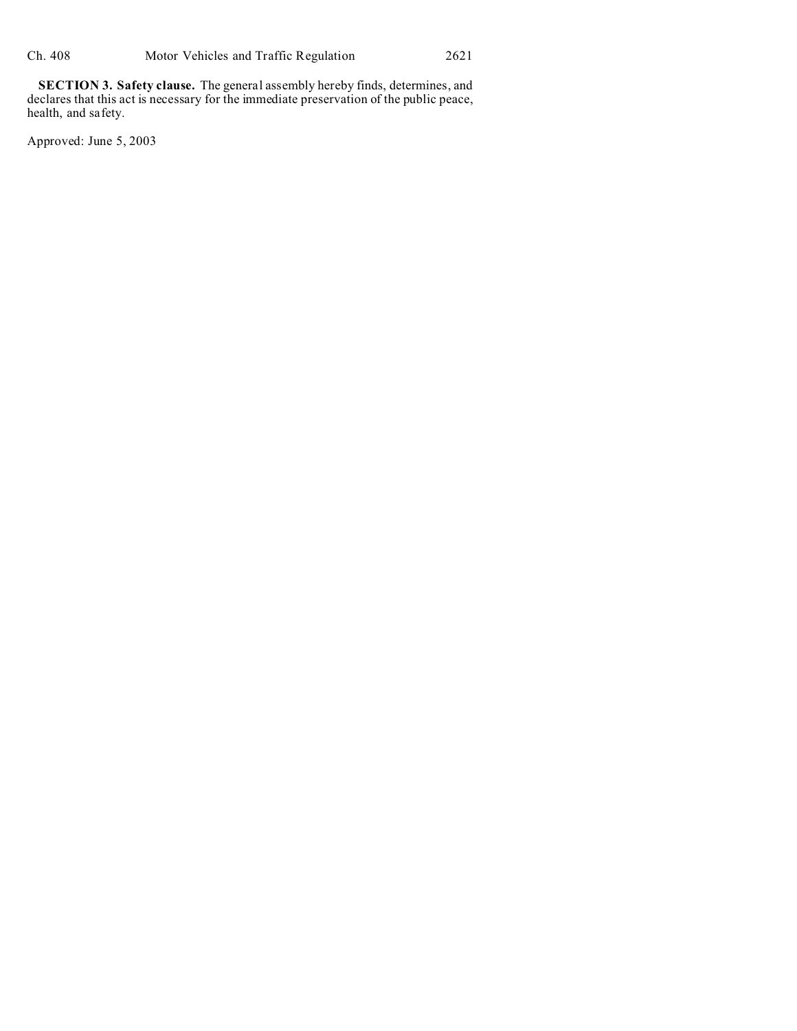**SECTION 3. Safety clause.** The general assembly hereby finds, determines, and declares that this act is necessary for the immediate preservation of the public peace, health, and safety.

Approved: June 5, 2003